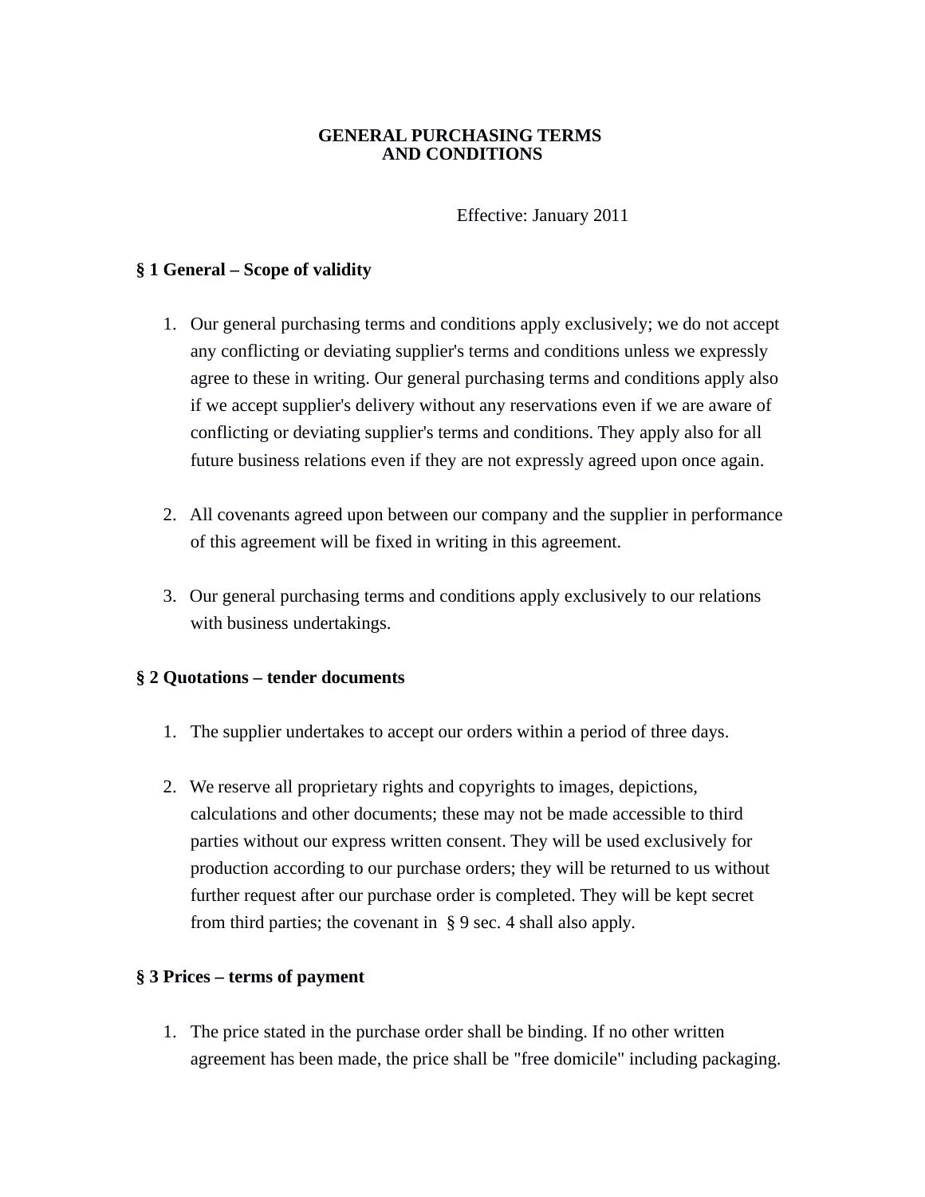# GENERAL PURCHASING TERMS AND CONDITIONS

Effective: January 2011

## § 1 General – Scope of validity

1. Our general purchasing terms and conditions apply exclusively; we do not accept any conflicting or deviating supplier's terms and conditions unless we expressly agree to these in writing. Our general purchasing terms and conditions apply also if we accept supplier's delivery without any reservations even if we are aware of conflicting or deviating supplier's terms and conditions. They apply also for all future business relations even if they are not expressly agreed upon once again.

2. All covenants agreed upon between our company and the supplier in performance of this agreement will be fixed in writing in this agreement.

3. Our general purchasing terms and conditions apply exclusively to our relations with business undertakings.

## § 2 Quotations – tender documents

1. The supplier undertakes to accept our orders within a period of three days.

2. We reserve all proprietary rights and copyrights to images, depictions, calculations and other documents; these may not be made accessible to third parties without our express written consent. They will be used exclusively for production according to our purchase orders; they will be returned to us without further request after our purchase order is completed. They will be kept secret from third parties; the covenant in § 9 sec. 4 shall also apply.

## § 3 Prices – terms of payment

1. The price stated in the purchase order shall be binding. If no other written agreement has been made, the price shall be "free domicile" including packaging.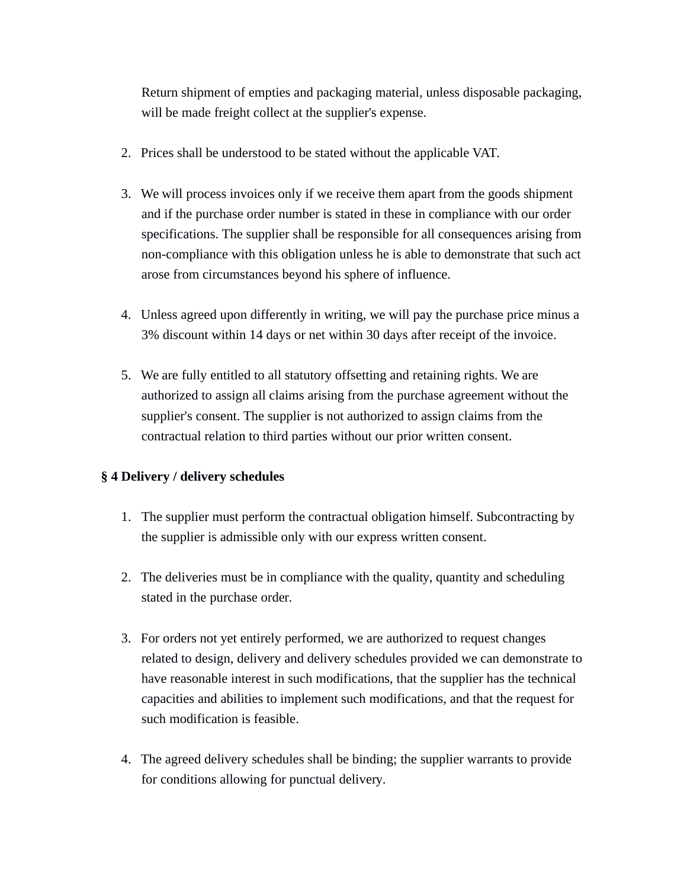Return shipment of empties and packaging material, unless disposable packaging, will be made freight collect at the supplier's expense.

2. Prices shall be understood to be stated without the applicable VAT.

3. We will process invoices only if we receive them apart from the goods shipment and if the purchase order number is stated in these in compliance with our order specifications. The supplier shall be responsible for all consequences arising from non-compliance with this obligation unless he is able to demonstrate that such act arose from circumstances beyond his sphere of influence.

4. Unless agreed upon differently in writing, we will pay the purchase price minus a 3% discount within 14 days or net within 30 days after receipt of the invoice.

5. We are fully entitled to all statutory offsetting and retaining rights. We are authorized to assign all claims arising from the purchase agreement without the supplier's consent. The supplier is not authorized to assign claims from the contractual relation to third parties without our prior written consent.

**§ 4 Delivery / delivery schedules**

1. The supplier must perform the contractual obligation himself. Subcontracting by the supplier is admissible only with our express written consent.

2. The deliveries must be in compliance with the quality, quantity and scheduling stated in the purchase order.

3. For orders not yet entirely performed, we are authorized to request changes related to design, delivery and delivery schedules provided we can demonstrate to have reasonable interest in such modifications, that the supplier has the technical capacities and abilities to implement such modifications, and that the request for such modification is feasible.

4. The agreed delivery schedules shall be binding; the supplier warrants to provide for conditions allowing for punctual delivery.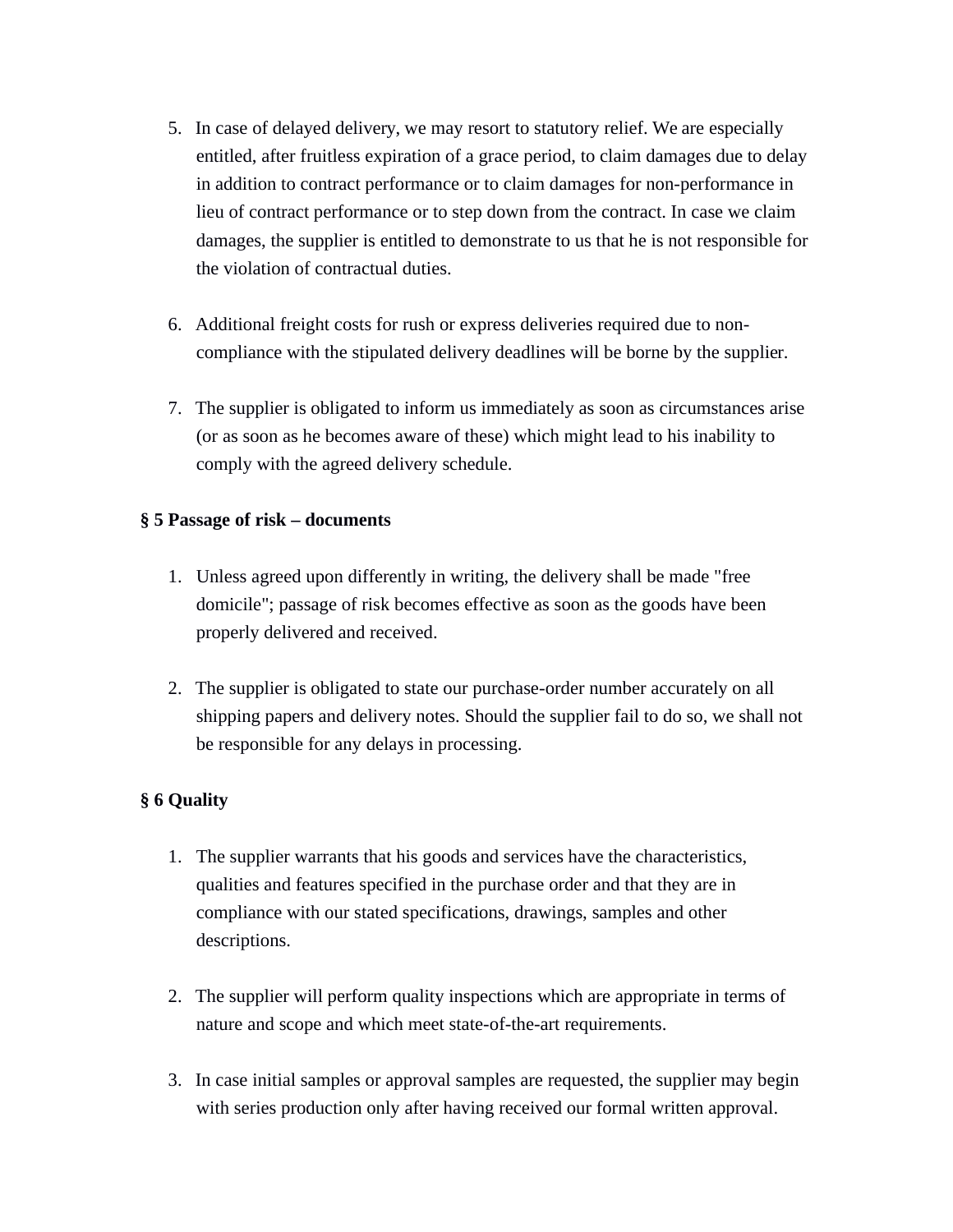5. In case of delayed delivery, we may resort to statutory relief. We are especially entitled, after fruitless expiration of a grace period, to claim damages due to delay in addition to contract performance or to claim damages for non-performance in lieu of contract performance or to step down from the contract. In case we claim damages, the supplier is entitled to demonstrate to us that he is not responsible for the violation of contractual duties.

6. Additional freight costs for rush or express deliveries required due to non-compliance with the stipulated delivery deadlines will be borne by the supplier.

7. The supplier is obligated to inform us immediately as soon as circumstances arise (or as soon as he becomes aware of these) which might lead to his inability to comply with the agreed delivery schedule.

**§ 5 Passage of risk – documents**

1. Unless agreed upon differently in writing, the delivery shall be made "free domicile"; passage of risk becomes effective as soon as the goods have been properly delivered and received.

2. The supplier is obligated to state our purchase-order number accurately on all shipping papers and delivery notes. Should the supplier fail to do so, we shall not be responsible for any delays in processing.

**§ 6 Quality**

1. The supplier warrants that his goods and services have the characteristics, qualities and features specified in the purchase order and that they are in compliance with our stated specifications, drawings, samples and other descriptions.

2. The supplier will perform quality inspections which are appropriate in terms of nature and scope and which meet state-of-the-art requirements.

3. In case initial samples or approval samples are requested, the supplier may begin with series production only after having received our formal written approval.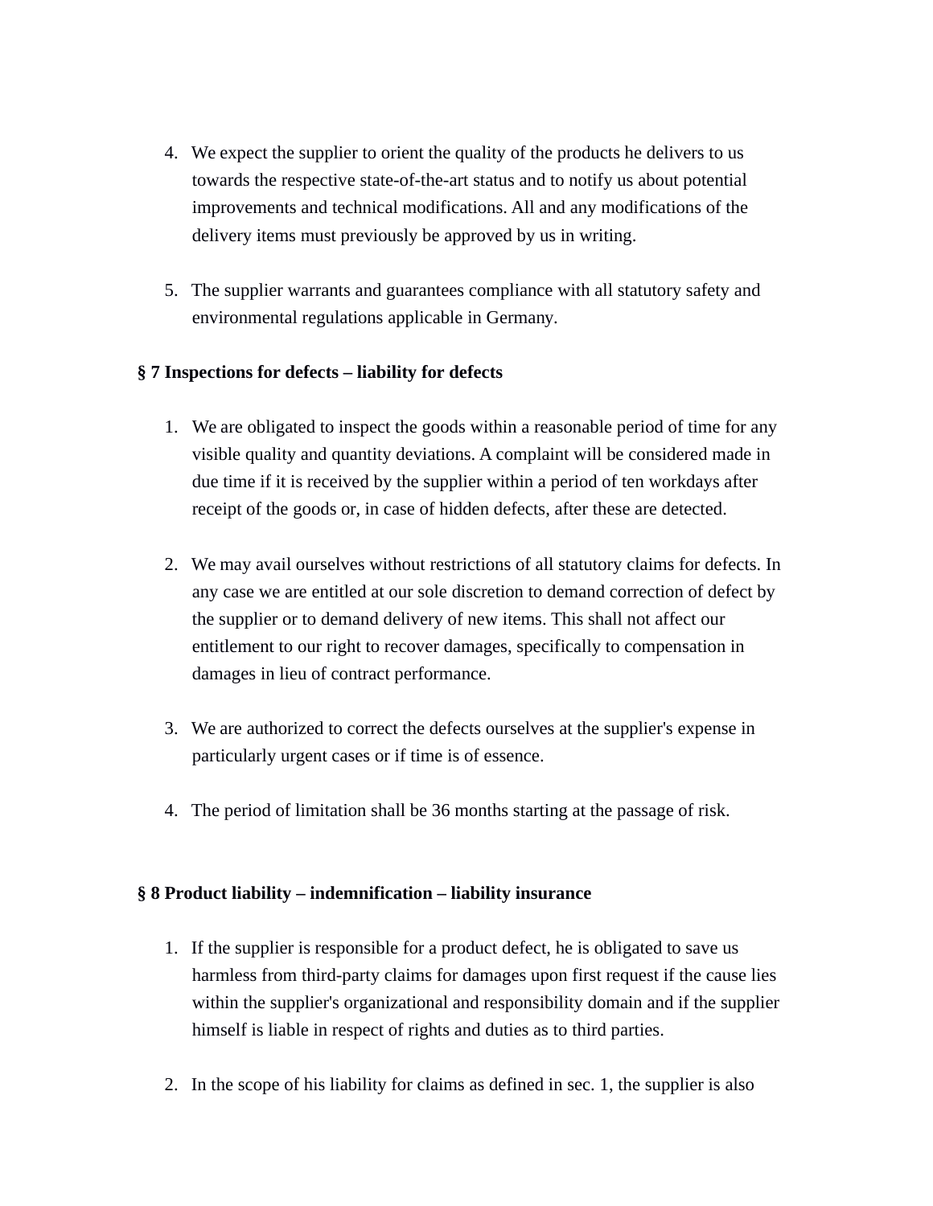4. We expect the supplier to orient the quality of the products he delivers to us towards the respective state-of-the-art status and to notify us about potential improvements and technical modifications. All and any modifications of the delivery items must previously be approved by us in writing.

5. The supplier warrants and guarantees compliance with all statutory safety and environmental regulations applicable in Germany.

**§ 7 Inspections for defects – liability for defects**

1. We are obligated to inspect the goods within a reasonable period of time for any visible quality and quantity deviations. A complaint will be considered made in due time if it is received by the supplier within a period of ten workdays after receipt of the goods or, in case of hidden defects, after these are detected.

2. We may avail ourselves without restrictions of all statutory claims for defects. In any case we are entitled at our sole discretion to demand correction of defect by the supplier or to demand delivery of new items. This shall not affect our entitlement to our right to recover damages, specifically to compensation in damages in lieu of contract performance.

3. We are authorized to correct the defects ourselves at the supplier's expense in particularly urgent cases or if time is of essence.

4. The period of limitation shall be 36 months starting at the passage of risk.

**§ 8 Product liability – indemnification – liability insurance**

1. If the supplier is responsible for a product defect, he is obligated to save us harmless from third-party claims for damages upon first request if the cause lies within the supplier's organizational and responsibility domain and if the supplier himself is liable in respect of rights and duties as to third parties.

2. In the scope of his liability for claims as defined in sec. 1, the supplier is also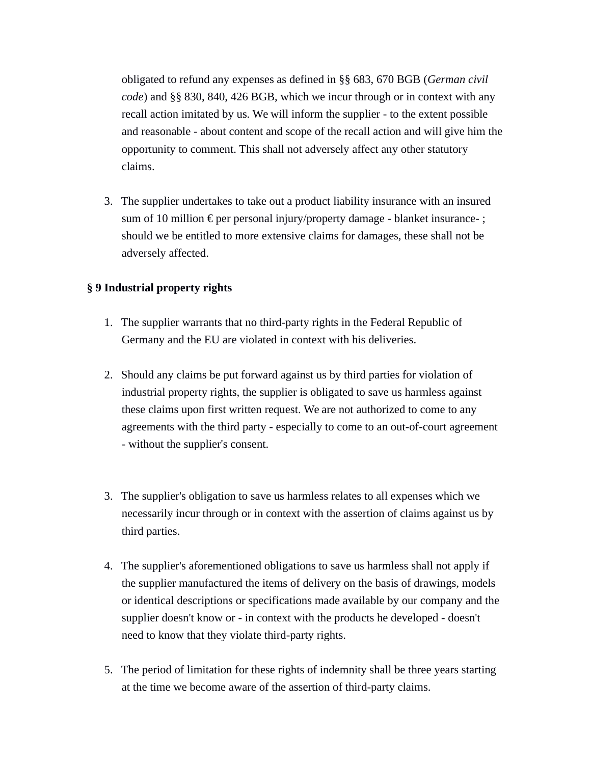obligated to refund any expenses as defined in §§ 683, 670 BGB (*German civil code*) and §§ 830, 840, 426 BGB, which we incur through or in context with any recall action imitated by us. We will inform the supplier - to the extent possible and reasonable - about content and scope of the recall action and will give him the opportunity to comment. This shall not adversely affect any other statutory claims.

3. The supplier undertakes to take out a product liability insurance with an insured sum of 10 million € per personal injury/property damage - blanket insurance- ; should we be entitled to more extensive claims for damages, these shall not be adversely affected.

**§ 9 Industrial property rights**

1. The supplier warrants that no third-party rights in the Federal Republic of Germany and the EU are violated in context with his deliveries.

2. Should any claims be put forward against us by third parties for violation of industrial property rights, the supplier is obligated to save us harmless against these claims upon first written request. We are not authorized to come to any agreements with the third party - especially to come to an out-of-court agreement - without the supplier's consent.

3. The supplier's obligation to save us harmless relates to all expenses which we necessarily incur through or in context with the assertion of claims against us by third parties.

4. The supplier's aforementioned obligations to save us harmless shall not apply if the supplier manufactured the items of delivery on the basis of drawings, models or identical descriptions or specifications made available by our company and the supplier doesn't know or - in context with the products he developed - doesn't need to know that they violate third-party rights.

5. The period of limitation for these rights of indemnity shall be three years starting at the time we become aware of the assertion of third-party claims.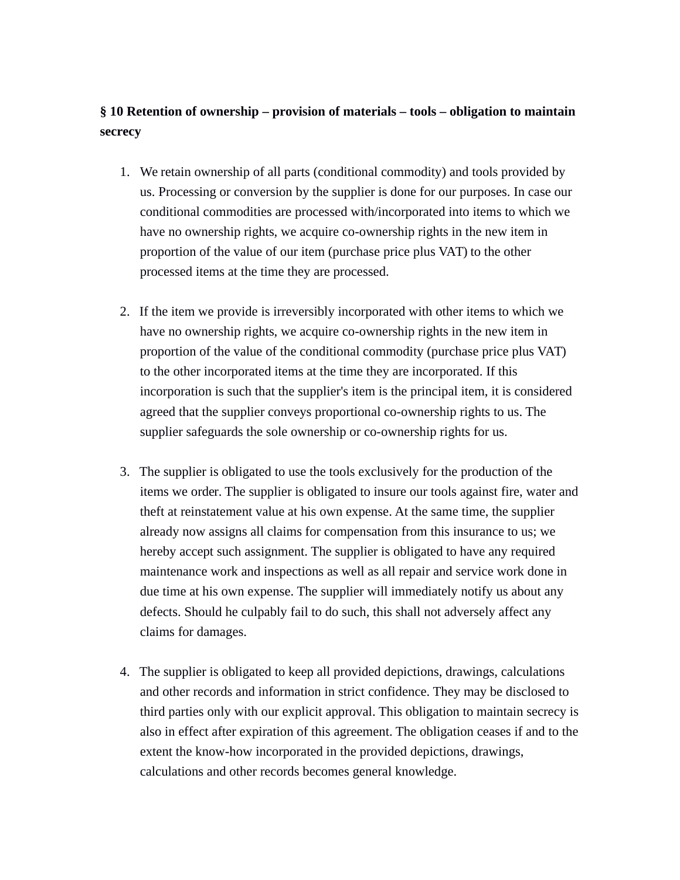**§ 10 Retention of ownership – provision of materials – tools – obligation to maintain secrecy**

1. We retain ownership of all parts (conditional commodity) and tools provided by us. Processing or conversion by the supplier is done for our purposes. In case our conditional commodities are processed with/incorporated into items to which we have no ownership rights, we acquire co-ownership rights in the new item in proportion of the value of our item (purchase price plus VAT) to the other processed items at the time they are processed.

2. If the item we provide is irreversibly incorporated with other items to which we have no ownership rights, we acquire co-ownership rights in the new item in proportion of the value of the conditional commodity (purchase price plus VAT) to the other incorporated items at the time they are incorporated. If this incorporation is such that the supplier's item is the principal item, it is considered agreed that the supplier conveys proportional co-ownership rights to us. The supplier safeguards the sole ownership or co-ownership rights for us.

3. The supplier is obligated to use the tools exclusively for the production of the items we order. The supplier is obligated to insure our tools against fire, water and theft at reinstatement value at his own expense. At the same time, the supplier already now assigns all claims for compensation from this insurance to us; we hereby accept such assignment. The supplier is obligated to have any required maintenance work and inspections as well as all repair and service work done in due time at his own expense. The supplier will immediately notify us about any defects. Should he culpably fail to do such, this shall not adversely affect any claims for damages.

4. The supplier is obligated to keep all provided depictions, drawings, calculations and other records and information in strict confidence. They may be disclosed to third parties only with our explicit approval. This obligation to maintain secrecy is also in effect after expiration of this agreement. The obligation ceases if and to the extent the know-how incorporated in the provided depictions, drawings, calculations and other records becomes general knowledge.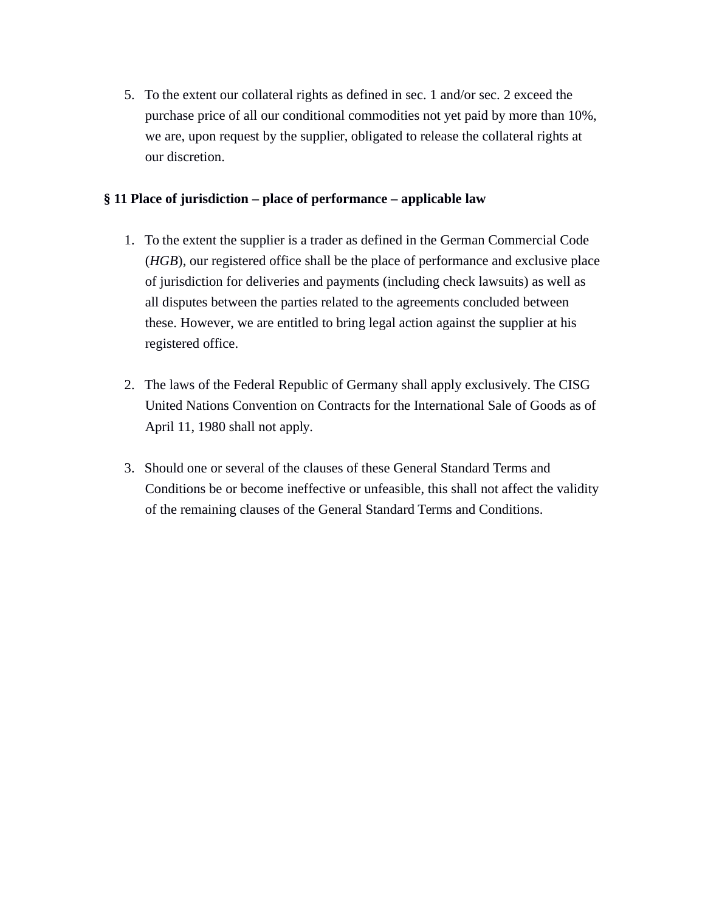5. To the extent our collateral rights as defined in sec. 1 and/or sec. 2 exceed the purchase price of all our conditional commodities not yet paid by more than 10%, we are, upon request by the supplier, obligated to release the collateral rights at our discretion.

**§ 11 Place of jurisdiction – place of performance – applicable law**

1. To the extent the supplier is a trader as defined in the German Commercial Code (*HGB*), our registered office shall be the place of performance and exclusive place of jurisdiction for deliveries and payments (including check lawsuits) as well as all disputes between the parties related to the agreements concluded between these. However, we are entitled to bring legal action against the supplier at his registered office.

2. The laws of the Federal Republic of Germany shall apply exclusively. The CISG United Nations Convention on Contracts for the International Sale of Goods as of April 11, 1980 shall not apply.

3. Should one or several of the clauses of these General Standard Terms and Conditions be or become ineffective or unfeasible, this shall not affect the validity of the remaining clauses of the General Standard Terms and Conditions.